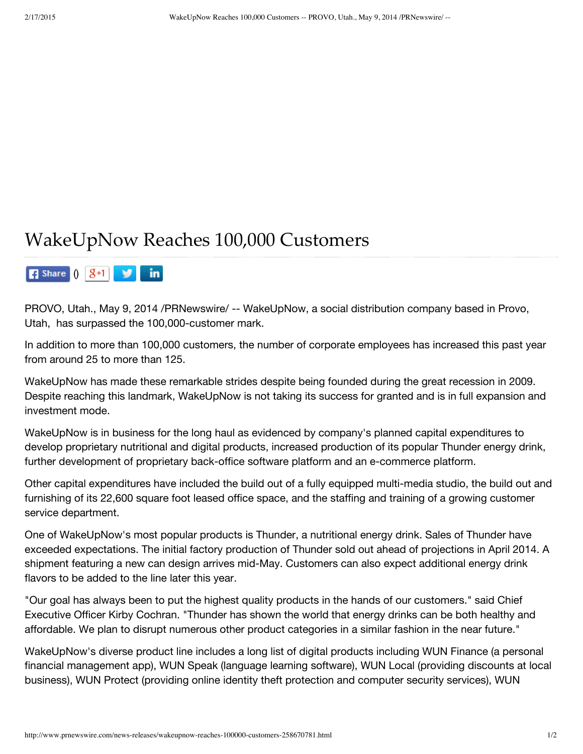# WakeUpNow Reaches 100,000 Customers

PROVO, Utah., May 9, 2014 /PRNewswire/ -- WakeUpNow, a social distribution company based in Provo, Utah, has surpassed the 100,000-customer mark.

In addition to more than 100,000 customers, the number of corporate employees has increased this past year from around 25 to more than 125.

WakeUpNow has made these remarkable strides despite being founded during the great recession in 2009. Despite reaching this landmark, WakeUpNow is not taking its success for granted and is in full expansion and investment mode.

WakeUpNow is in business for the long haul as evidenced by company's planned capital expenditures to develop proprietary nutritional and digital products, increased production of its popular Thunder energy drink, further development of proprietary back-office software platform and an e-commerce platform.

Other capital expenditures have included the build out of a fully equipped multi-media studio, the build out and furnishing of its 22,600 square foot leased office space, and the staffing and training of a growing customer service department.

One of WakeUpNow's most popular products is Thunder, a nutritional energy drink. Sales of Thunder have exceeded expectations. The initial factory production of Thunder sold out ahead of projections in April 2014. A shipment featuring a new can design arrives mid-May. Customers can also expect additional energy drink flavors to be added to the line later this year.

"Our goal has always been to put the highest quality products in the hands of our customers." said Chief Executive Officer Kirby Cochran. "Thunder has shown the world that energy drinks can be both healthy and affordable. We plan to disrupt numerous other product categories in a similar fashion in the near future."

WakeUpNow's diverse product line includes a long list of digital products including WUN Finance (a personal financial management app), WUN Speak (language learning software), WUN Local (providing discounts at local business), WUN Protect (providing online identity theft protection and computer security services), WUN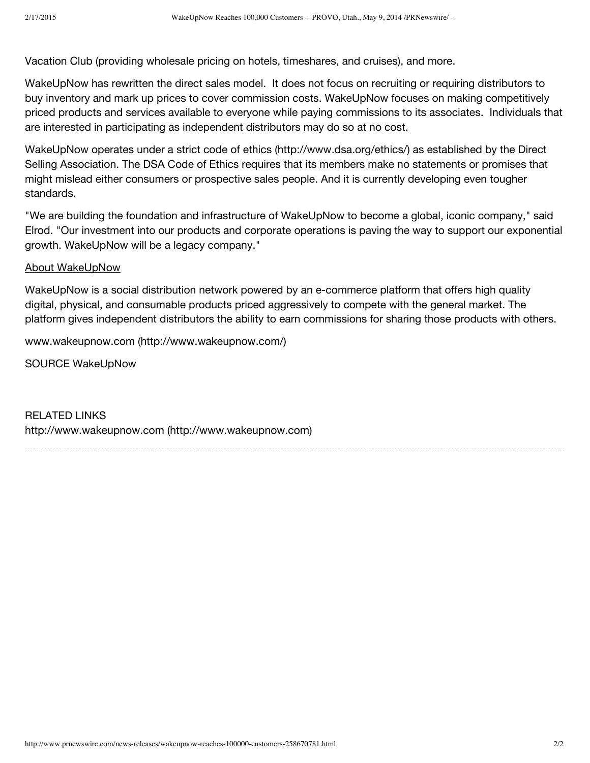Vacation Club (providing wholesale pricing on hotels, timeshares, and cruises), and more.

WakeUpNow has rewritten the direct sales model. It does not focus on recruiting or requiring distributors to buy inventory and mark up prices to cover commission costs. WakeUpNow focuses on making competitively priced products and services available to everyone while paying commissions to its associates. Individuals that are interested in participating as independent distributors may do so at no cost.

WakeUpNow operates under a strict code of ethics (http://www.dsa.org/ethics/) as established by the Direct Selling Association. The DSA Code of Ethics requires that its members make no statements or promises that might mislead either consumers or prospective sales people. And it is currently developing even tougher standards.

"We are building the foundation and infrastructure of WakeUpNow to become a global, iconic company," said Elrod. "Our investment into our products and corporate operations is paving the way to support our exponential growth. WakeUpNow will be a legacy company."

About WakeUpNow

WakeUpNow is a social distribution network powered by an e-commerce platform that offers high quality digital, physical, and consumable products priced aggressively to compete with the general market. The platform gives independent distributors the ability to earn commissions for sharing those products with others.

www.wakeupnow.com (http://www.wakeupnow.com/)

SOURCE WakeUpNow

RELATED LINKS

http://www.wakeupnow.com (http://www.wakeupnow.com)